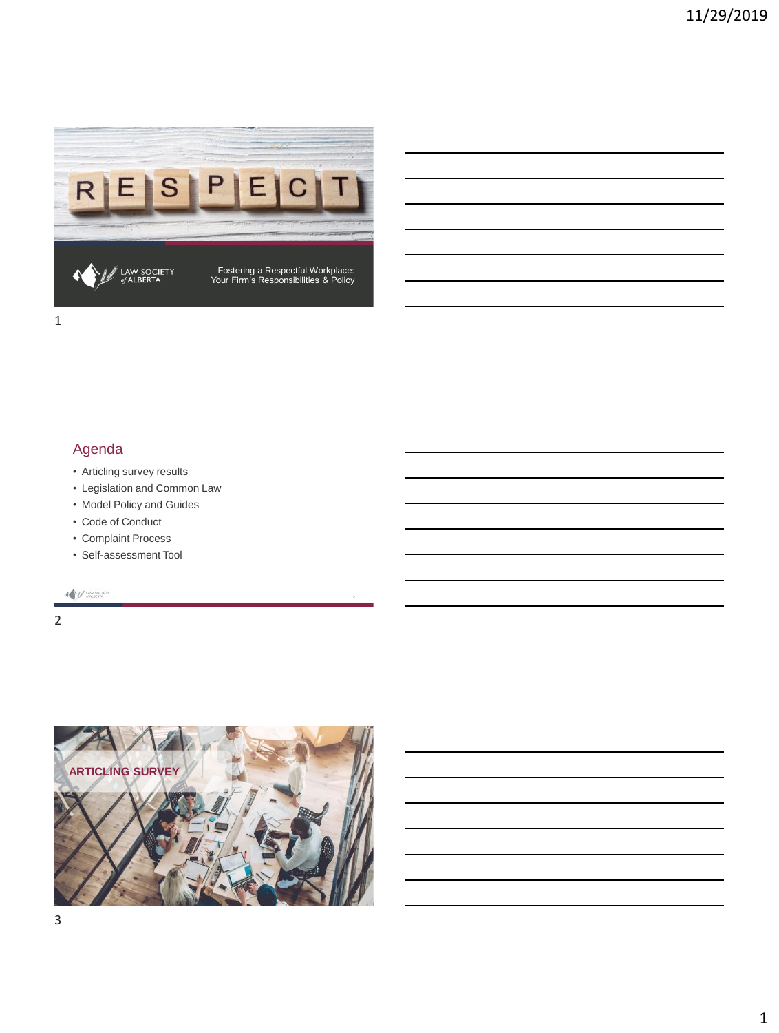LAW SOCIETY of ALBERTA

Fostering a Respectful Workplace:
Your Firm's Responsibilities & Policy

## Agenda

- Articling survey results
- Legislation and Common Law
- Model Policy and Guides
- Code of Conduct
- Complaint Process
- Self-assessment Tool

## ARTICLING SURVEY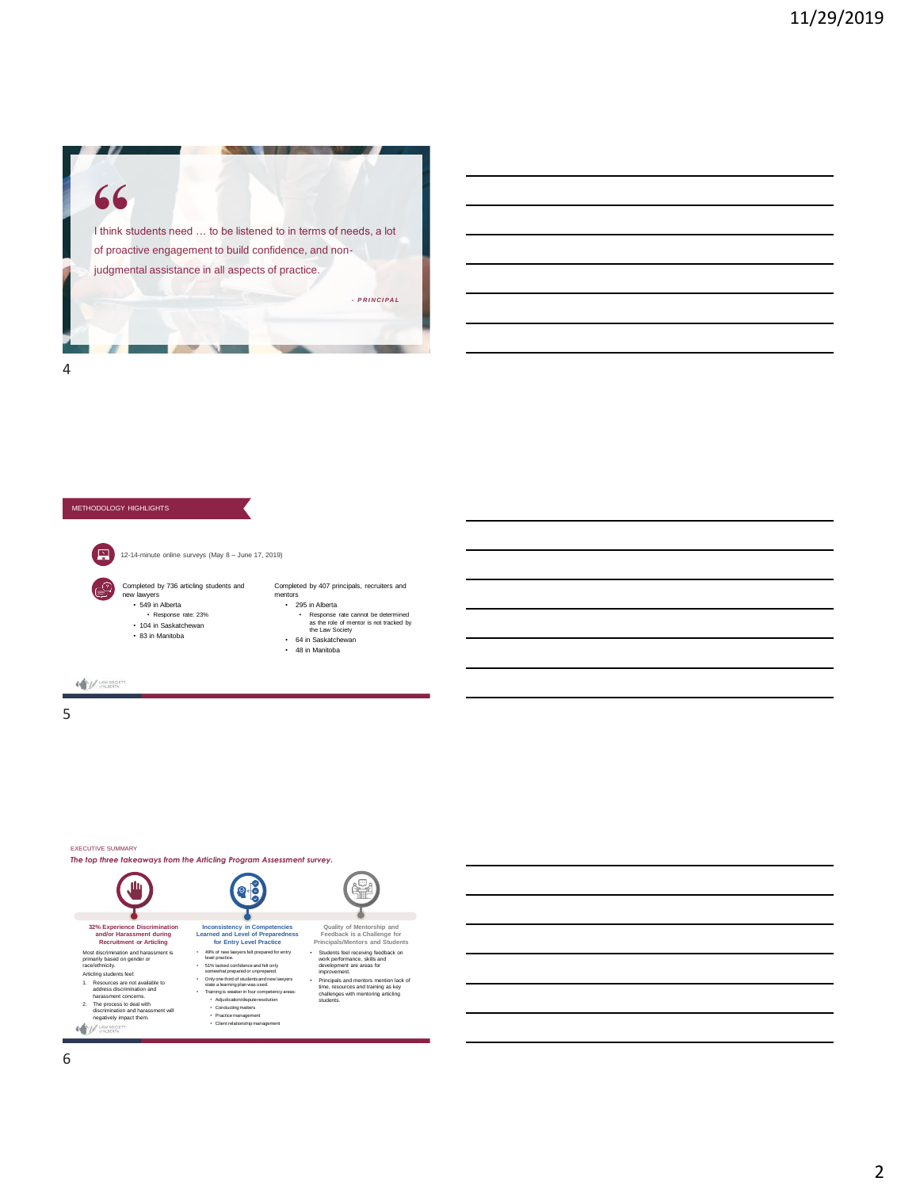> "I think students need … to be listened to in terms of needs, a lot of proactive engagement to build confidence, and non-judgmental assistance in all aspects of practice.
>
> *- PRINCIPAL*

## METHODOLOGY HIGHLIGHTS

12-14-minute online surveys (May 8 – June 17, 2019)

Completed by 736 articling students and new lawyers
- 549 in Alberta
  - Response rate: 23%
- 104 in Saskatchewan
- 83 in Manitoba

Completed by 407 principals, recruiters and mentors
- 295 in Alberta
  - Response rate cannot be determined as the role of mentor is not tracked by the Law Society
- 64 in Saskatchewan
- 48 in Manitoba

## EXECUTIVE SUMMARY

*The top three takeaways from the Articling Program Assessment survey.*

### 32% Experience Discrimination and/or Harassment during Recruitment or Articling

Most discrimination and harassment is primarily based on gender or race/ethnicity.

Articling students feel:

1. Resources are not available to address discrimination and harassment concerns.
2. The process to deal with discrimination and harassment will negatively impact them.

### Inconsistency in Competencies Learned and Level of Preparedness for Entry Level Practice

- 49% of new lawyers felt prepared for entry level practice.
- 51% lacked confidence and felt only somewhat prepared or unprepared.
- Only one third of students and new lawyers state a learning plan was used.
- Training is weaker in four competency areas:
  - Adjudication/dispute resolution
  - Conducting matters
  - Practice management
  - Client relationship management

### Quality of Mentorship and Feedback is a Challenge for Principals/Mentors and Students

- Students feel receiving feedback on work performance, skills and development are areas for improvement.
- Principals and mentors mention lack of time, resources and training as key challenges with mentoring articling students.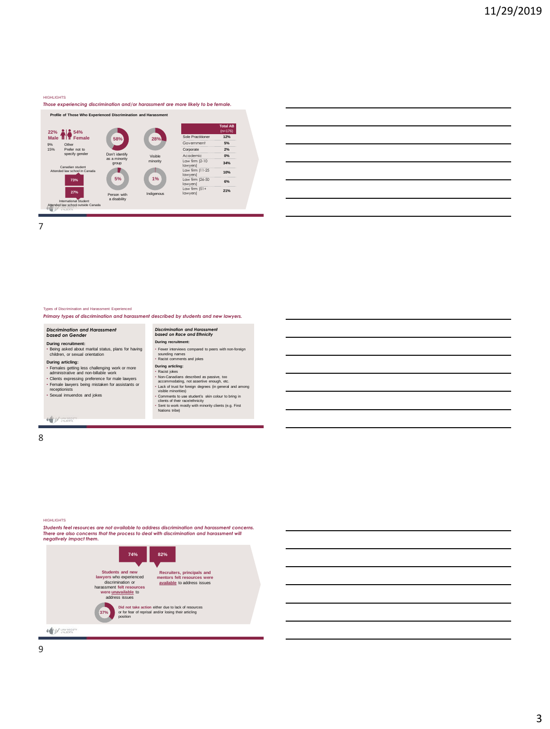HIGHLIGHTS

*Those experiencing discrimination and/or harassment are more likely to be female.*

**Profile of Those Who Experienced Discrimination and Harassment**

22% Male — 54% Female

9% Other

15% Prefer not to specify gender

Canadian student Attended law school in Canada: 73%

International Student Attended law school outside Canada: 27%

58% Don't identify as a minority group

28% Visible minority

5% Person with a disability

1% Indigenous

| | Total AB (n=176) |
|---|---|
| Sole Practitioner | 12% |
| Government | 5% |
| Corporate | 2% |
| Academic | 0% |
| Law firm (2-10 lawyers) | 34% |
| Law firm (11-25 lawyers) | 10% |
| Law firm (26-50 lawyers) | 6% |
| Law firm (51+ lawyers) | 21% |

Types of Discrimination and Harassment Experienced

*Primary types of discrimination and harassment described by students and new lawyers.*

***Discrimination and Harassment based on Gender***

**During recruitment:**

- Being asked about marital status, plans for having children, or sexual orientation

**During articling:**

- Females getting less challenging work or more administrative and non-billable work
- Clients expressing preference for male lawyers
- Female lawyers being mistaken for assistants or receptionists
- Sexual innuendos and jokes

***Discrimination and Harassment based on Race and Ethnicity***

**During recruitment:**

- Fewer interviews compared to peers with non-foreign sounding names
- Racist comments and jokes

**During articling:**

- Racist jokes
- Non-Canadians described as passive, too accommodating, not assertive enough, etc.
- Lack of trust for foreign degrees (in general and among visible minorities)
- Comments to use student's skin colour to bring in clients of their race/ethnicity
- Sent to work mostly with minority clients (e.g. First Nations tribe)

HIGHLIGHTS

*Students feel resources are not available to address discrimination and harassment concerns. There are also concerns that the process to deal with discrimination and harassment will negatively impact them.*

**74%** — **Students and new lawyers** who experienced discrimination or harassment **felt resources were unavailable** to address issues

**82%** — **Recruiters, principals and mentors felt resources were available** to address issues

**37%** — **Did not take action** either due to lack of resources or for fear of reprisal and/or losing their articling position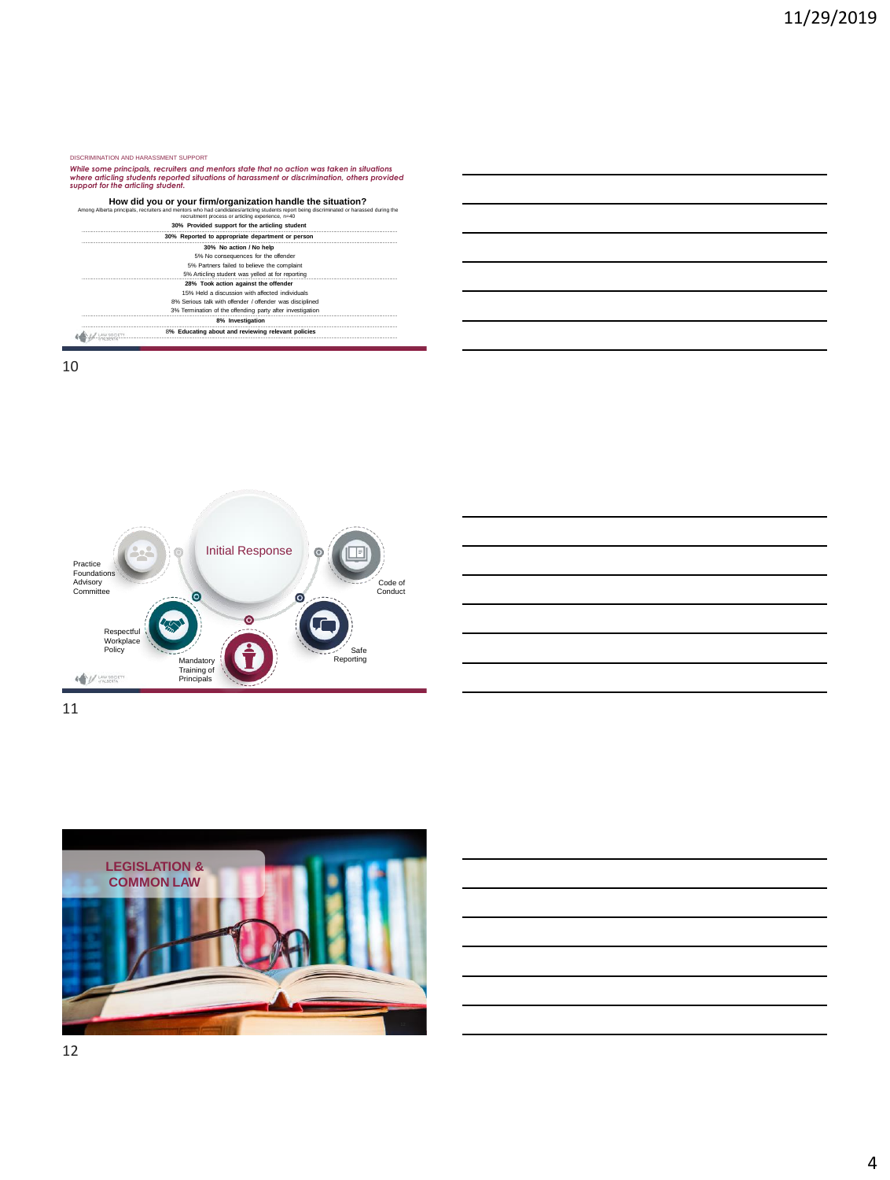DISCRIMINATION AND HARASSMENT SUPPORT

***While some principals, recruiters and mentors state that no action was taken in situations where articling students reported situations of harassment or discrimination, others provided support for the articling student.***

### How did you or your firm/organization handle the situation?

Among Alberta principals, recruiters and mentors who had candidates/articling students report being discriminated or harassed during the recruitment process or articling experience, n=40

**30% Provided support for the articling student**

**30% Reported to appropriate department or person**

**30% No action / No help**

5% No consequences for the offender

5% Partners failed to believe the complaint

5% Articling student was yelled at for reporting

**28% Took action against the offender**

15% Held a discussion with affected individuals

8% Serious talk with offender / offender was disciplined

3% Termination of the offending party after investigation

**8% Investigation**

**8% Educating about and reviewing relevant policies**

---

Initial Response

- Practice Foundations Advisory Committee
- Code of Conduct
- Respectful Workplace Policy
- Mandatory Training of Principals
- Safe Reporting

---

## LEGISLATION & COMMON LAW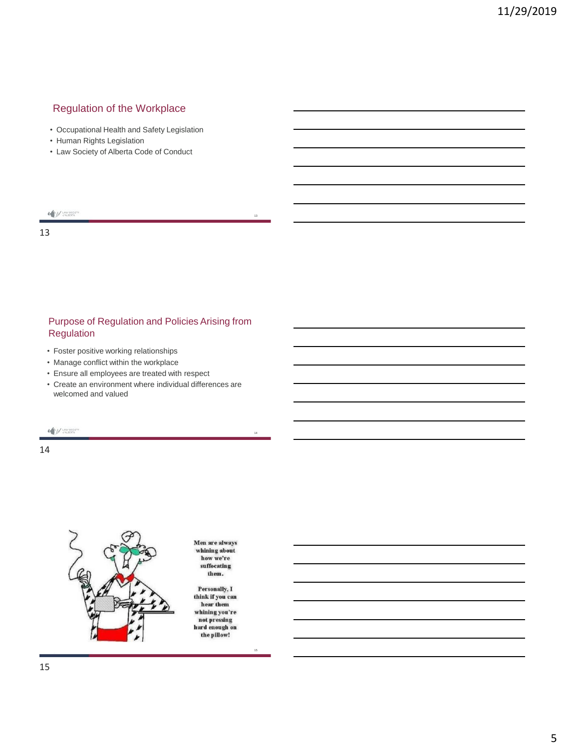## Regulation of the Workplace

- Occupational Health and Safety Legislation
- Human Rights Legislation
- Law Society of Alberta Code of Conduct

## Purpose of Regulation and Policies Arising from Regulation

- Foster positive working relationships
- Manage conflict within the workplace
- Ensure all employees are treated with respect
- Create an environment where individual differences are welcomed and valued

Men are always whining about how we're suffocating them.

Personally, I think if you can hear them whining you're not pressing hard enough on the pillow!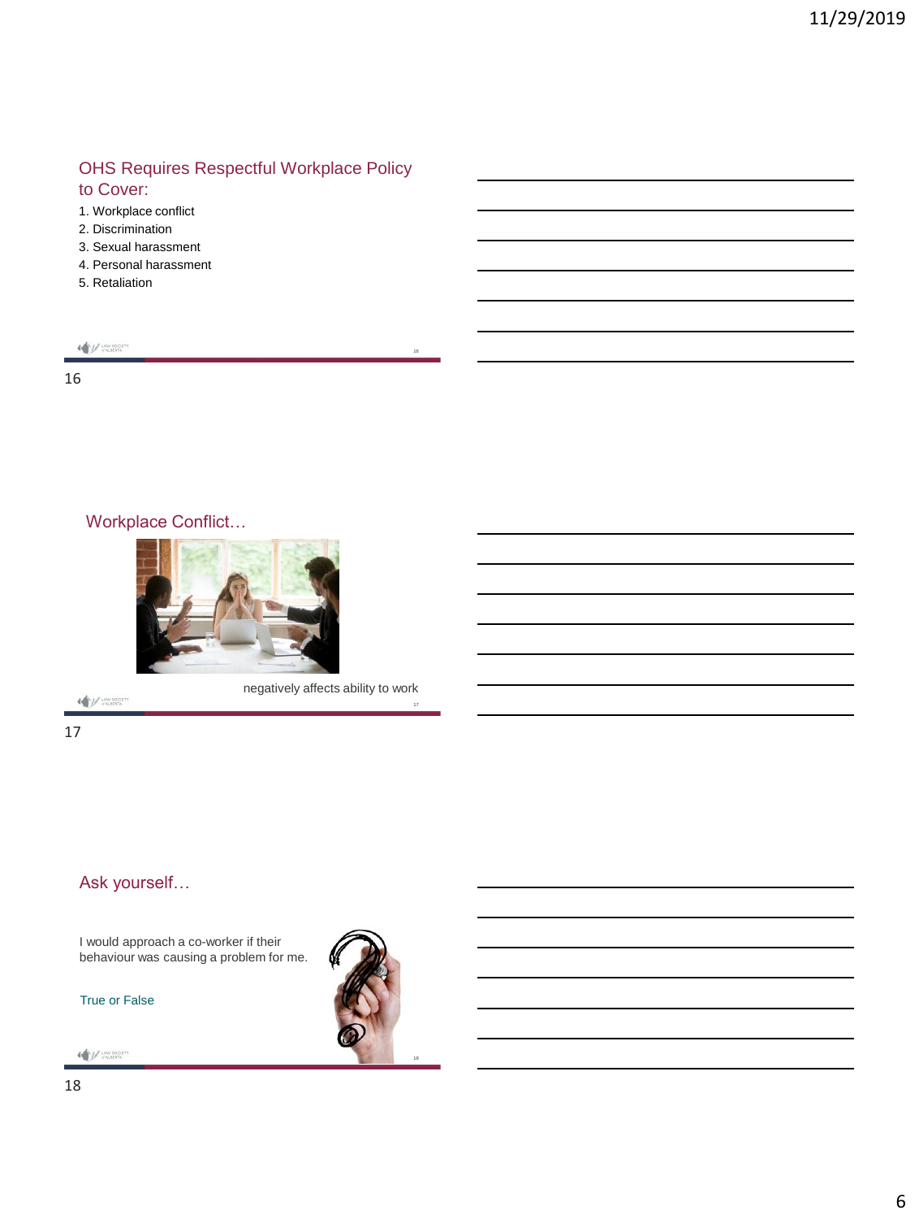## OHS Requires Respectful Workplace Policy to Cover:

1. Workplace conflict
2. Discrimination
3. Sexual harassment
4. Personal harassment
5. Retaliation

## Workplace Conflict…

negatively affects ability to work

## Ask yourself…

I would approach a co-worker if their behaviour was causing a problem for me.

True or False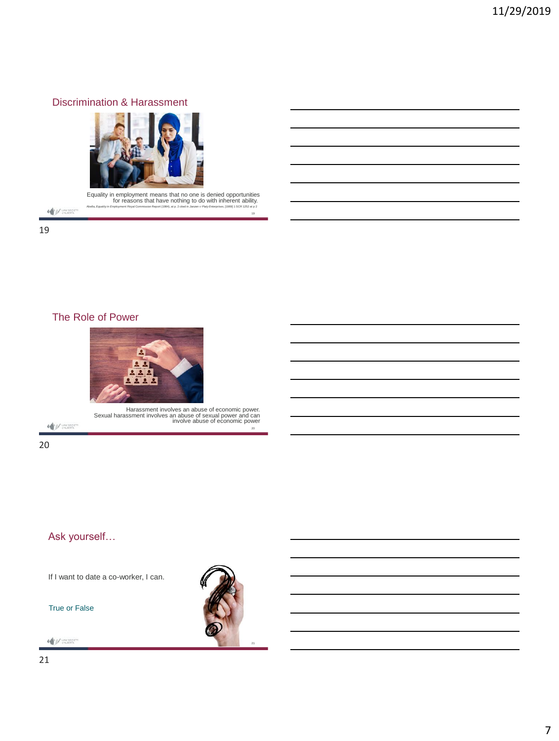## Discrimination & Harassment

Equality in employment means that no one is denied opportunities for reasons that have nothing to do with inherent ability.

*Abella, Equality in Employment Royal Commission Report (1984), at p. 2 cited in Janzen v Platy Enterprises, [1989] 1 SCR 1252 at p 2*

## The Role of Power

Harassment involves an abuse of economic power. Sexual harassment involves an abuse of sexual power and can involve abuse of economic power

## Ask yourself…

If I want to date a co-worker, I can.

True or False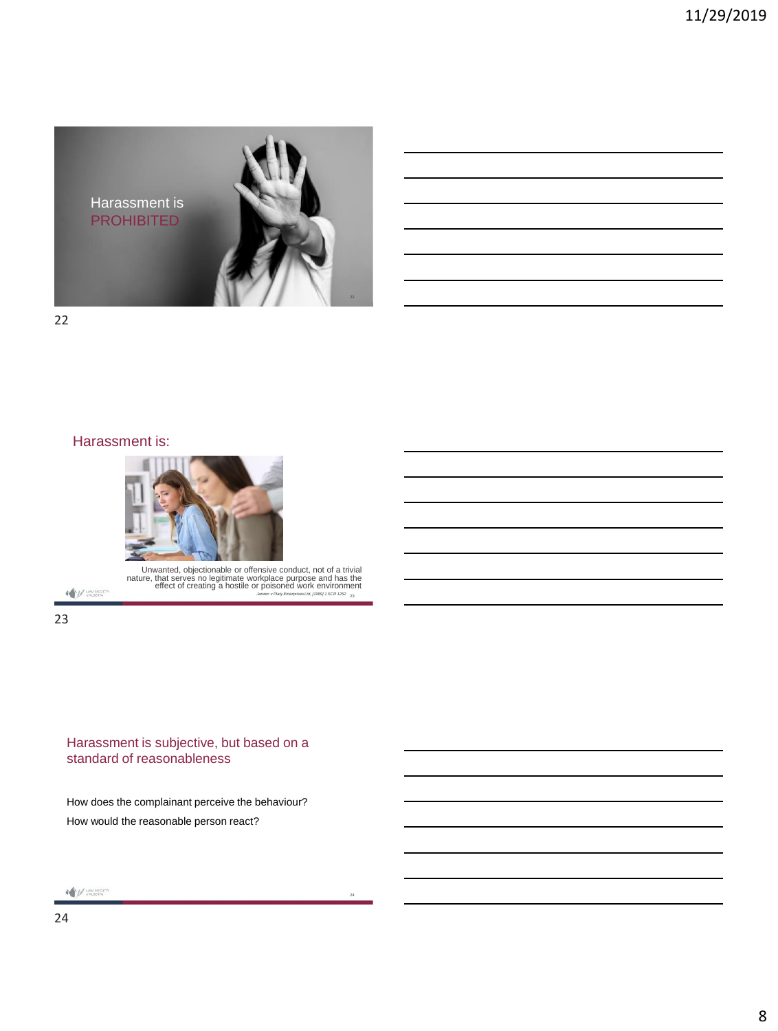Harassment is
PROHIBITED

## Harassment is:

Unwanted, objectionable or offensive conduct, not of a trivial nature, that serves no legitimate workplace purpose and has the effect of creating a hostile or poisoned work environment

*Janzen v Platy Enterprises Ltd, [1989] 1 SCR 1252*

## Harassment is subjective, but based on a standard of reasonableness

How does the complainant perceive the behaviour?

How would the reasonable person react?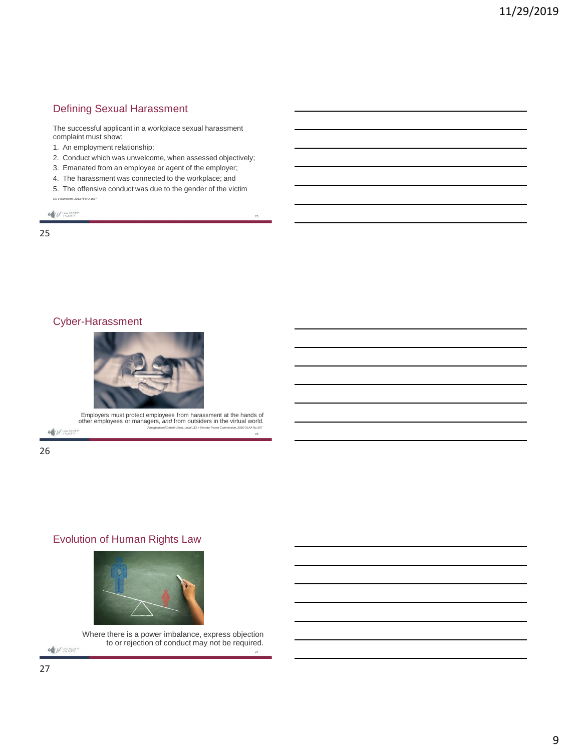## Defining Sexual Harassment

The successful applicant in a workplace sexual harassment complaint must show:

1. An employment relationship;
2. Conduct which was unwelcome, when assessed objectively;
3. Emanated from an employee or agent of the employer;
4. The harassment was connected to the workplace; and
5. The offensive conduct was due to the gender of the victim

*CU v Blencowe*, 2013 HRTO 1667

## Cyber-Harassment

Employers must protect employees from harassment at the hands of other employees or managers, *and* from outsiders in the virtual world.

*Amalgamated Transit Union, Local 113 v Toronto Transit Commission*, 2016 OLAA No 267

## Evolution of Human Rights Law

Where there is a power imbalance, express objection to or rejection of conduct may not be required.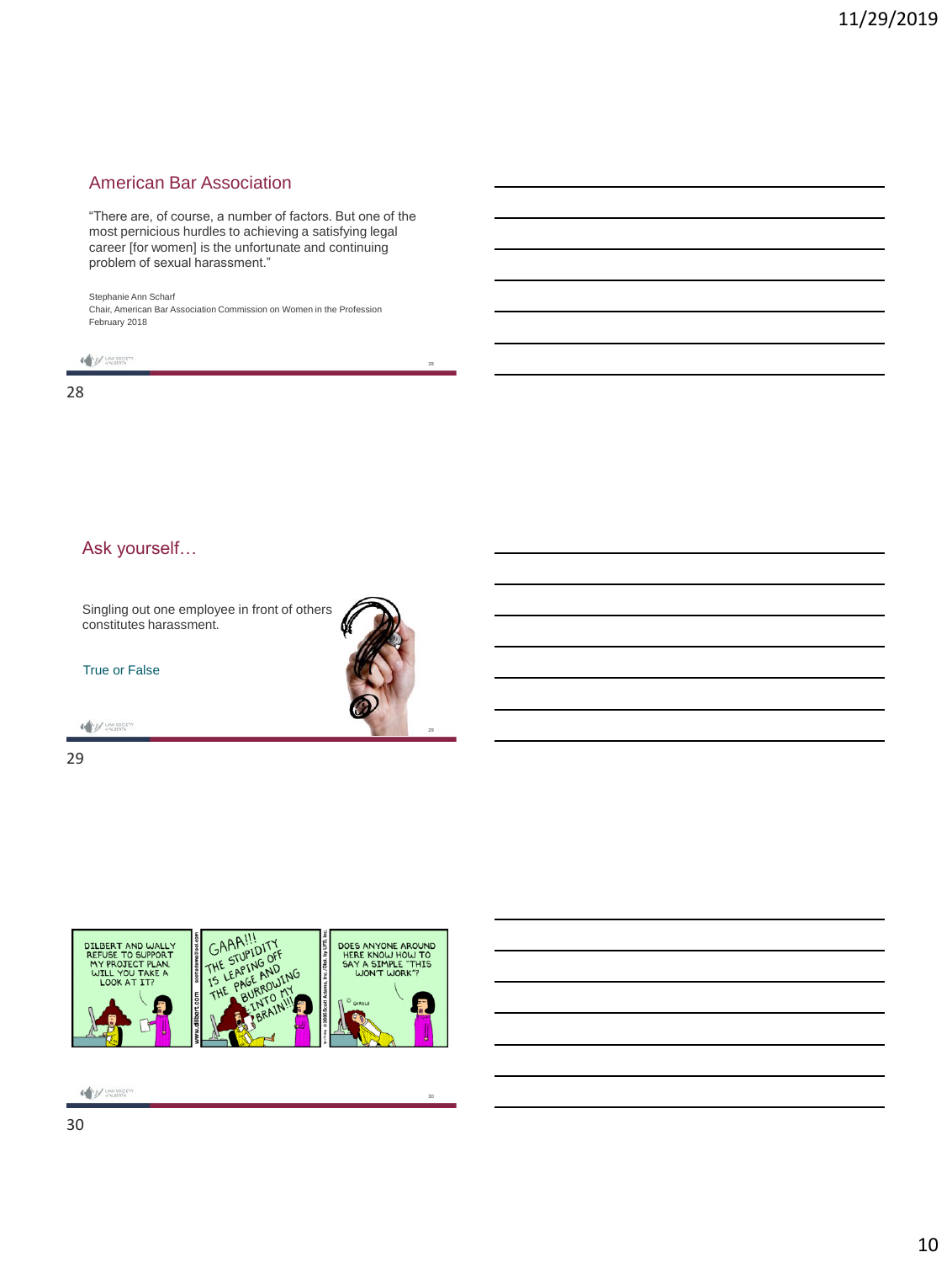## American Bar Association

"There are, of course, a number of factors. But one of the most pernicious hurdles to achieving a satisfying legal career [for women] is the unfortunate and continuing problem of sexual harassment."

Stephanie Ann Scharf
Chair, American Bar Association Commission on Women in the Profession
February 2018

## Ask yourself…

Singling out one employee in front of others constitutes harassment.

True or False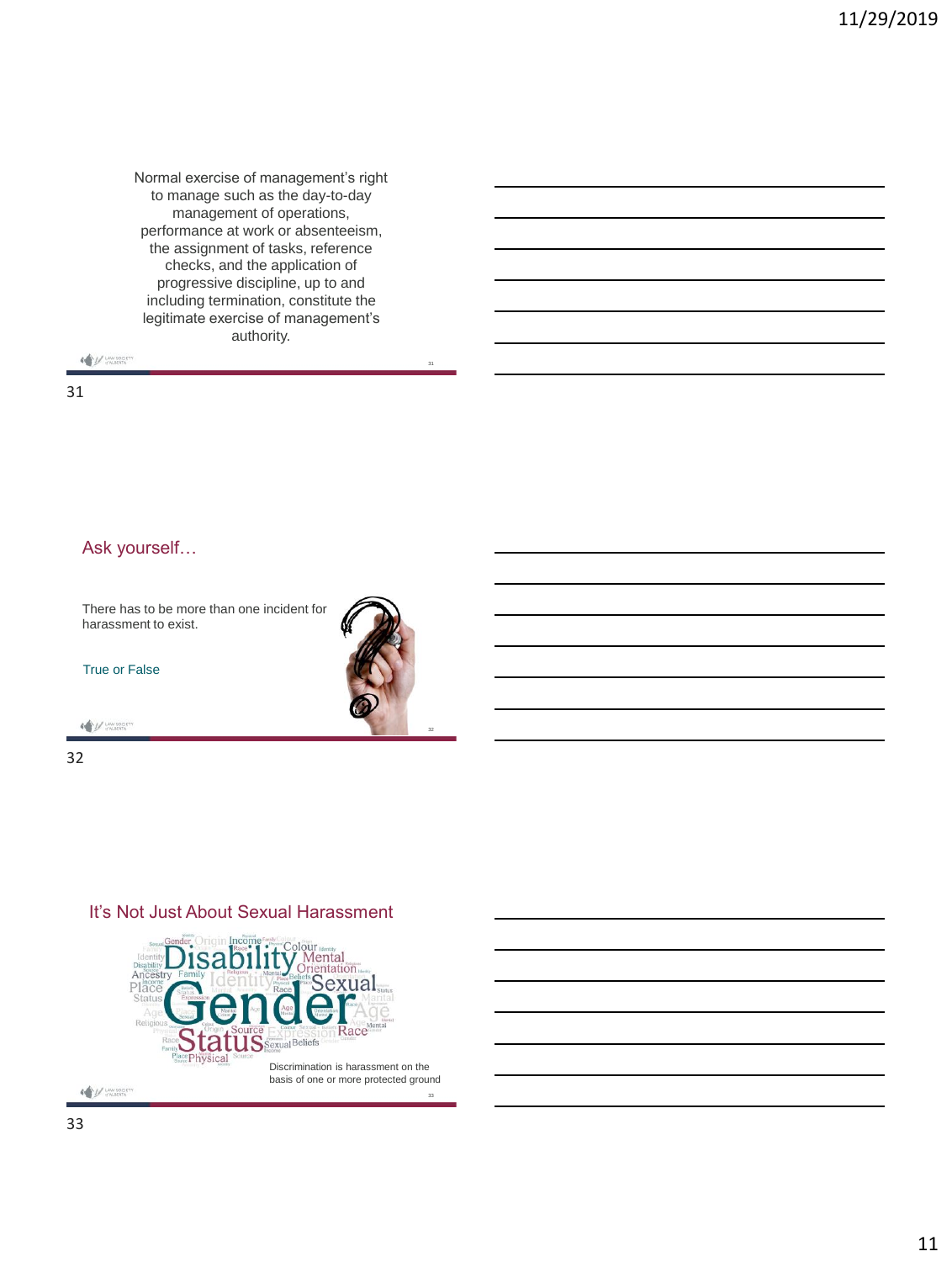Normal exercise of management's right to manage such as the day-to-day management of operations, performance at work or absenteeism, the assignment of tasks, reference checks, and the application of progressive discipline, up to and including termination, constitute the legitimate exercise of management's authority.

## Ask yourself…

There has to be more than one incident for harassment to exist.

True or False

## It's Not Just About Sexual Harassment

Discrimination is harassment on the basis of one or more protected ground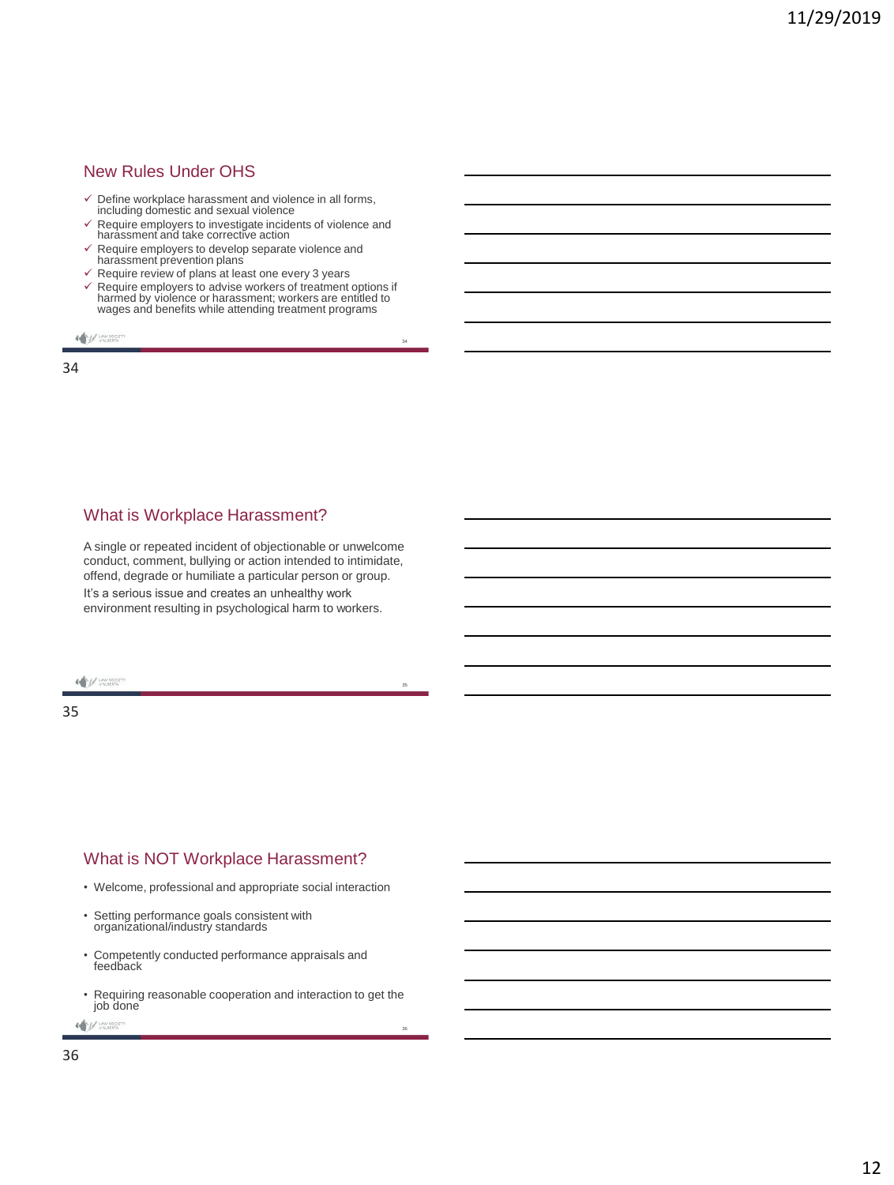## New Rules Under OHS

- ✓ Define workplace harassment and violence in all forms, including domestic and sexual violence
- ✓ Require employers to investigate incidents of violence and harassment and take corrective action
- ✓ Require employers to develop separate violence and harassment prevention plans
- ✓ Require review of plans at least one every 3 years
- ✓ Require employers to advise workers of treatment options if harmed by violence or harassment; workers are entitled to wages and benefits while attending treatment programs

## What is Workplace Harassment?

A single or repeated incident of objectionable or unwelcome conduct, comment, bullying or action intended to intimidate, offend, degrade or humiliate a particular person or group.

It's a serious issue and creates an unhealthy work environment resulting in psychological harm to workers.

## What is NOT Workplace Harassment?

- Welcome, professional and appropriate social interaction
- Setting performance goals consistent with organizational/industry standards
- Competently conducted performance appraisals and feedback
- Requiring reasonable cooperation and interaction to get the job done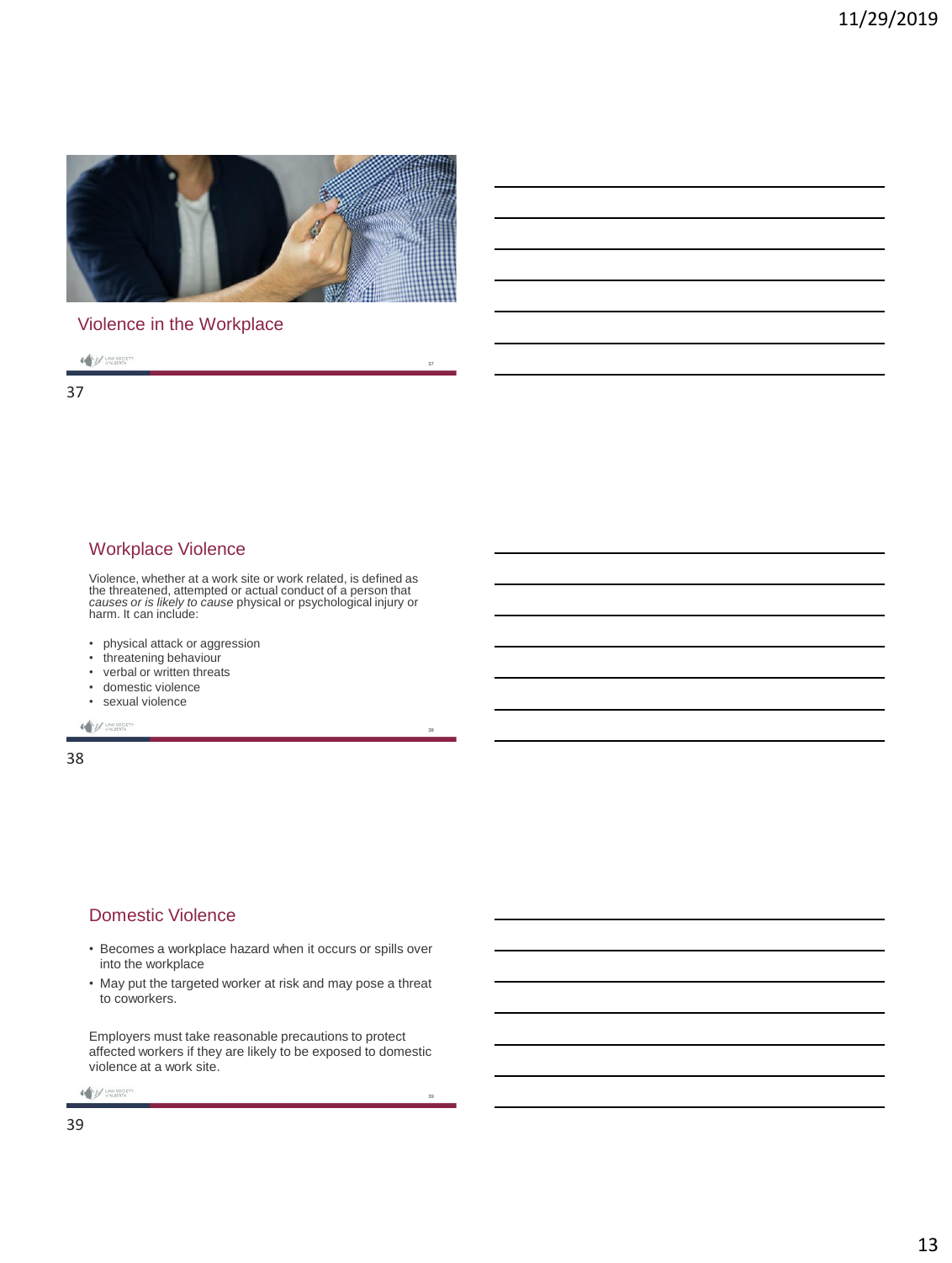## Violence in the Workplace

## Workplace Violence

Violence, whether at a work site or work related, is defined as the threatened, attempted or actual conduct of a person that *causes or is likely to cause* physical or psychological injury or harm. It can include:

- physical attack or aggression
- threatening behaviour
- verbal or written threats
- domestic violence
- sexual violence

## Domestic Violence

- Becomes a workplace hazard when it occurs or spills over into the workplace
- May put the targeted worker at risk and may pose a threat to coworkers.

Employers must take reasonable precautions to protect affected workers if they are likely to be exposed to domestic violence at a work site.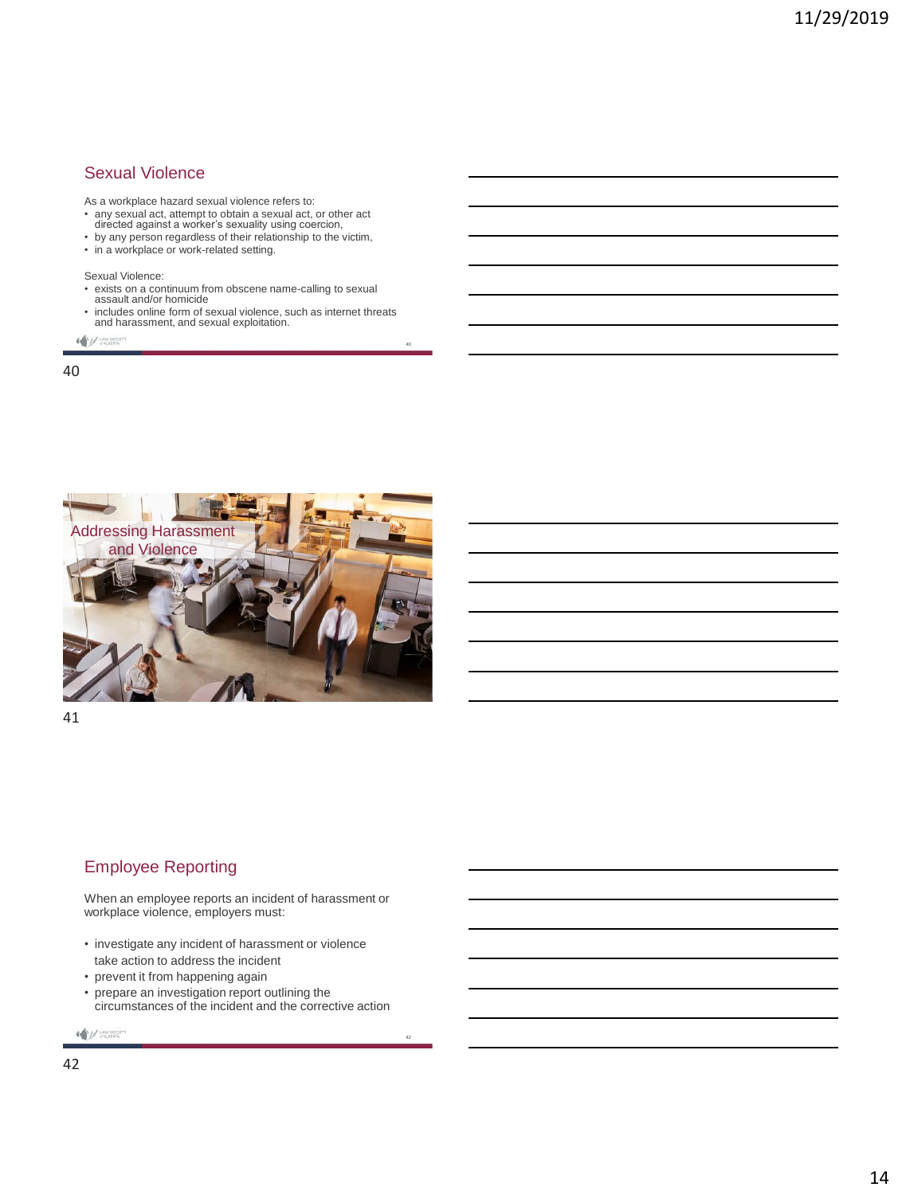## Sexual Violence

As a workplace hazard sexual violence refers to:

- any sexual act, attempt to obtain a sexual act, or other act directed against a worker's sexuality using coercion,
- by any person regardless of their relationship to the victim,
- in a workplace or work-related setting.

Sexual Violence:

- exists on a continuum from obscene name-calling to sexual assault and/or homicide
- includes online form of sexual violence, such as internet threats and harassment, and sexual exploitation.

## Addressing Harassment and Violence

## Employee Reporting

When an employee reports an incident of harassment or workplace violence, employers must:

- investigate any incident of harassment or violence take action to address the incident
- prevent it from happening again
- prepare an investigation report outlining the circumstances of the incident and the corrective action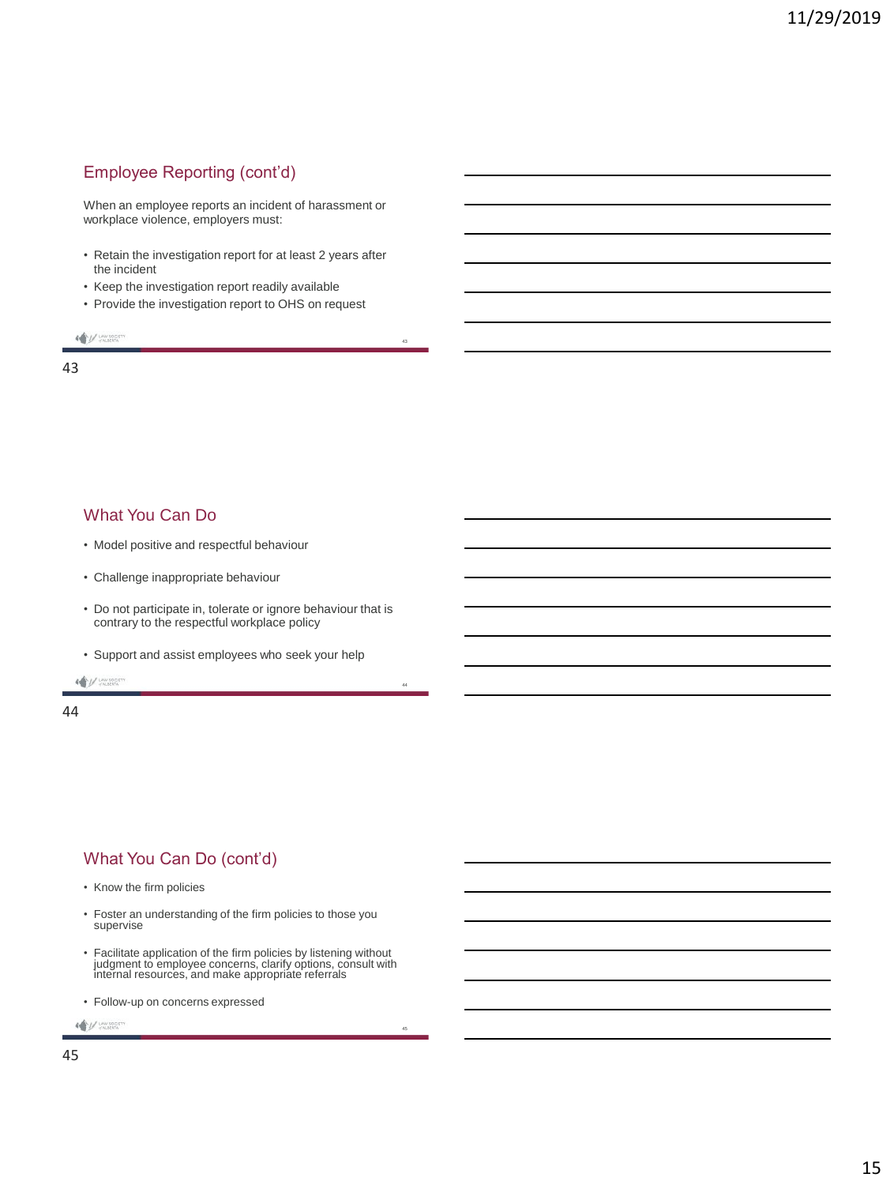## Employee Reporting (cont'd)

When an employee reports an incident of harassment or workplace violence, employers must:

- Retain the investigation report for at least 2 years after the incident
- Keep the investigation report readily available
- Provide the investigation report to OHS on request

## What You Can Do

- Model positive and respectful behaviour
- Challenge inappropriate behaviour
- Do not participate in, tolerate or ignore behaviour that is contrary to the respectful workplace policy
- Support and assist employees who seek your help

## What You Can Do (cont'd)

- Know the firm policies
- Foster an understanding of the firm policies to those you supervise
- Facilitate application of the firm policies by listening without judgment to employee concerns, clarify options, consult with internal resources, and make appropriate referrals
- Follow-up on concerns expressed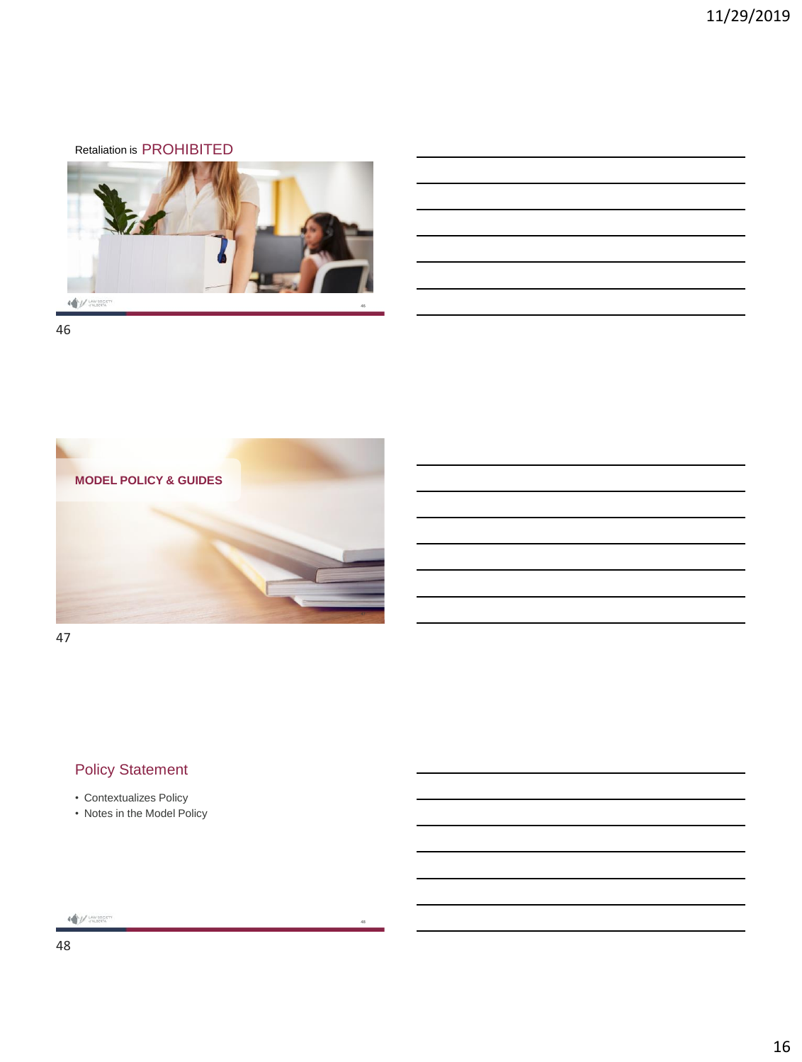Retaliation is PROHIBITED

## MODEL POLICY & GUIDES

## Policy Statement

- Contextualizes Policy
- Notes in the Model Policy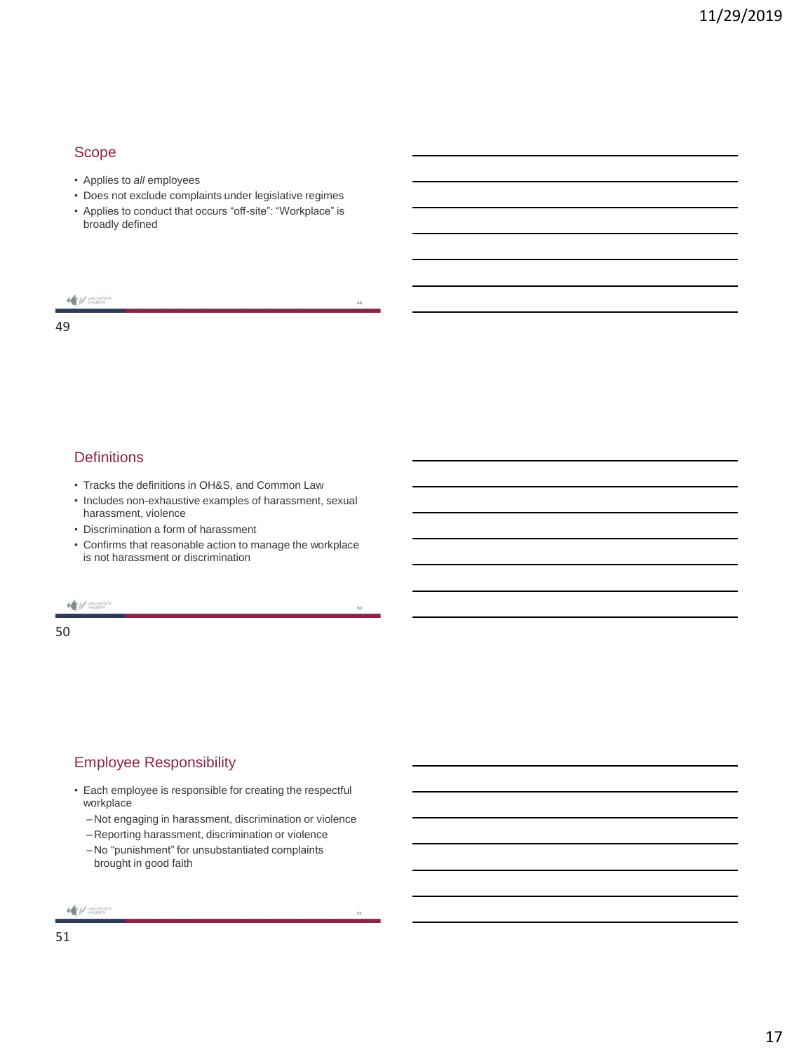## Scope

- Applies to *all* employees
- Does not exclude complaints under legislative regimes
- Applies to conduct that occurs "off-site": "Workplace" is broadly defined

## Definitions

- Tracks the definitions in OH&S, and Common Law
- Includes non-exhaustive examples of harassment, sexual harassment, violence
- Discrimination a form of harassment
- Confirms that reasonable action to manage the workplace is not harassment or discrimination

## Employee Responsibility

- Each employee is responsible for creating the respectful workplace
  - Not engaging in harassment, discrimination or violence
  - Reporting harassment, discrimination or violence
  - No "punishment" for unsubstantiated complaints brought in good faith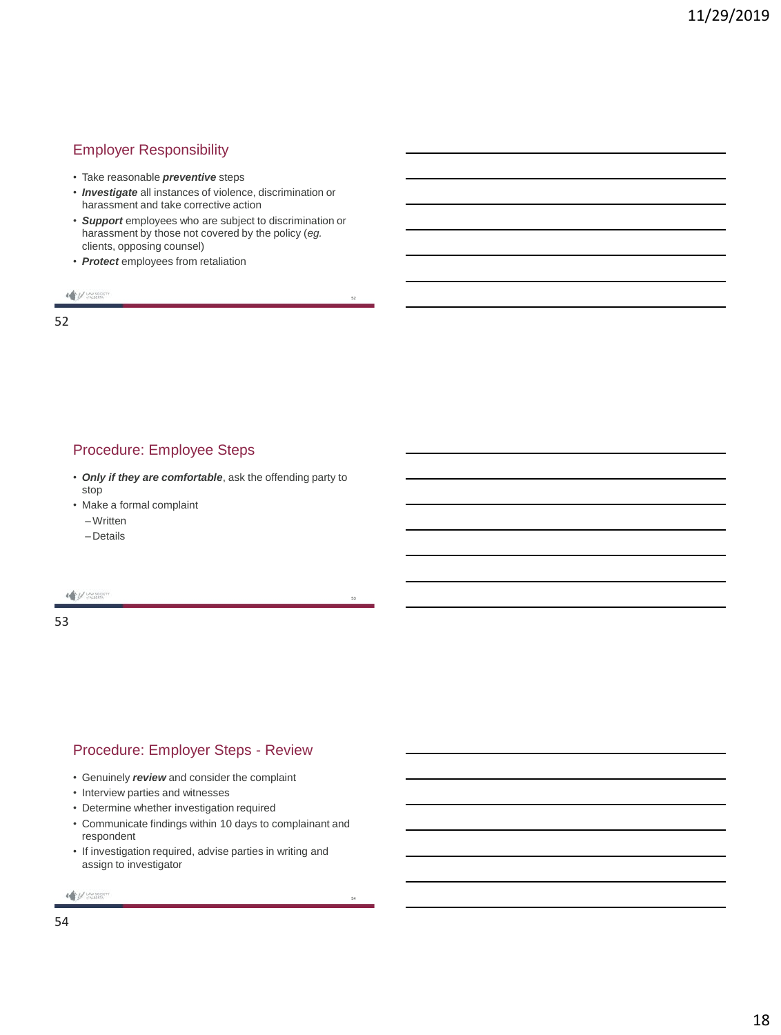## Employer Responsibility

- Take reasonable ***preventive*** steps
- ***Investigate*** all instances of violence, discrimination or harassment and take corrective action
- ***Support*** employees who are subject to discrimination or harassment by those not covered by the policy (*eg.* clients, opposing counsel)
- ***Protect*** employees from retaliation

## Procedure: Employee Steps

- ***Only if they are comfortable***, ask the offending party to stop
- Make a formal complaint
  - Written
  - Details

## Procedure: Employer Steps - Review

- Genuinely ***review*** and consider the complaint
- Interview parties and witnesses
- Determine whether investigation required
- Communicate findings within 10 days to complainant and respondent
- If investigation required, advise parties in writing and assign to investigator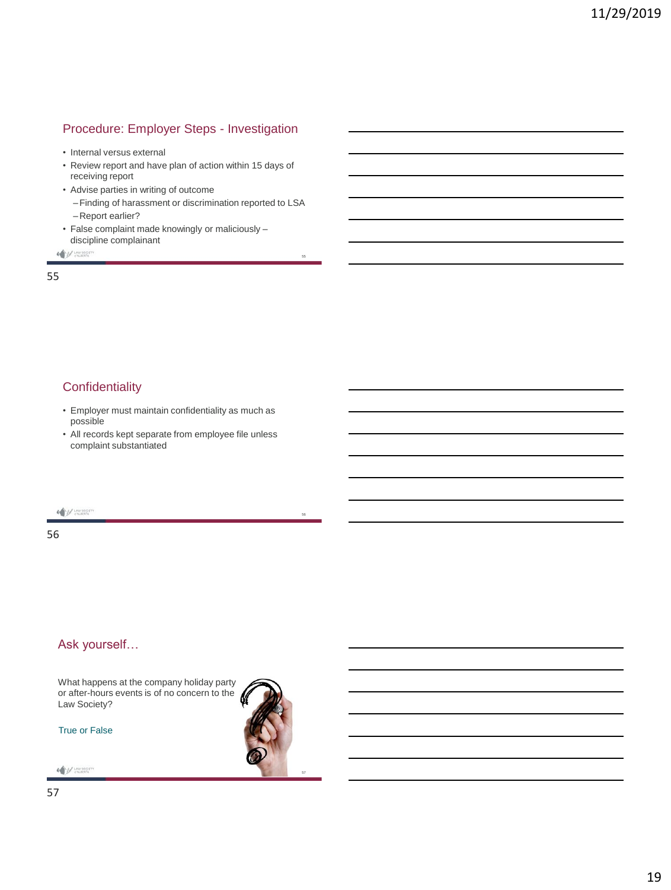## Procedure: Employer Steps - Investigation

- Internal versus external
- Review report and have plan of action within 15 days of receiving report
- Advise parties in writing of outcome
  - Finding of harassment or discrimination reported to LSA
  - Report earlier?
- False complaint made knowingly or maliciously – discipline complainant

## Confidentiality

- Employer must maintain confidentiality as much as possible
- All records kept separate from employee file unless complaint substantiated

## Ask yourself…

What happens at the company holiday party or after-hours events is of no concern to the Law Society?

True or False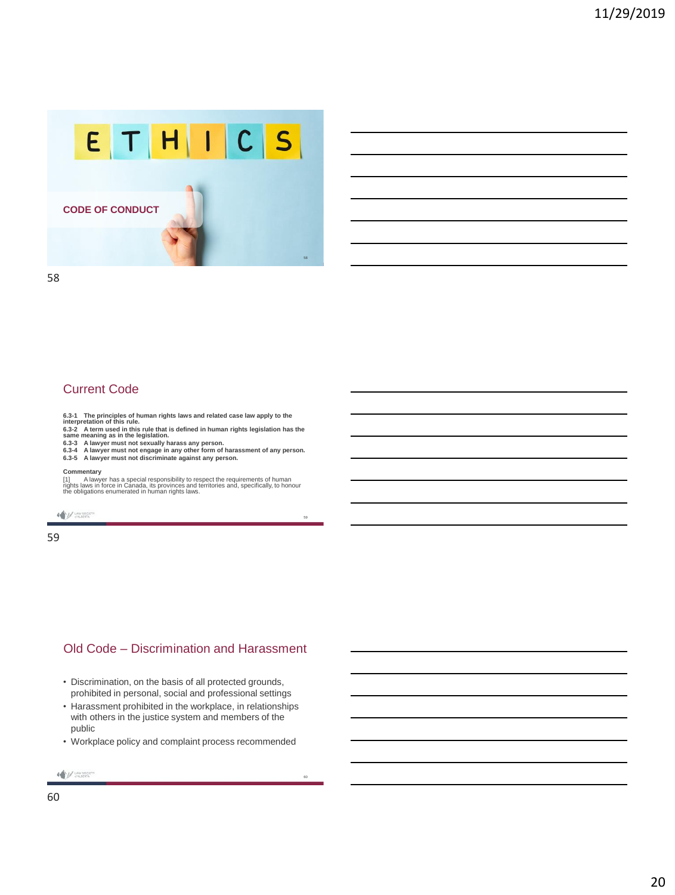## ETHICS

**CODE OF CONDUCT**

## Current Code

**6.3-1 The principles of human rights laws and related case law apply to the interpretation of this rule.**
**6.3-2 A term used in this rule that is defined in human rights legislation has the same meaning as in the legislation.**
**6.3-3 A lawyer must not sexually harass any person.**
**6.3-4 A lawyer must not engage in any other form of harassment of any person.**
**6.3-5 A lawyer must not discriminate against any person.**

**Commentary**

[1] A lawyer has a special responsibility to respect the requirements of human rights laws in force in Canada, its provinces and territories and, specifically, to honour the obligations enumerated in human rights laws.

## Old Code – Discrimination and Harassment

- Discrimination, on the basis of all protected grounds, prohibited in personal, social and professional settings
- Harassment prohibited in the workplace, in relationships with others in the justice system and members of the public
- Workplace policy and complaint process recommended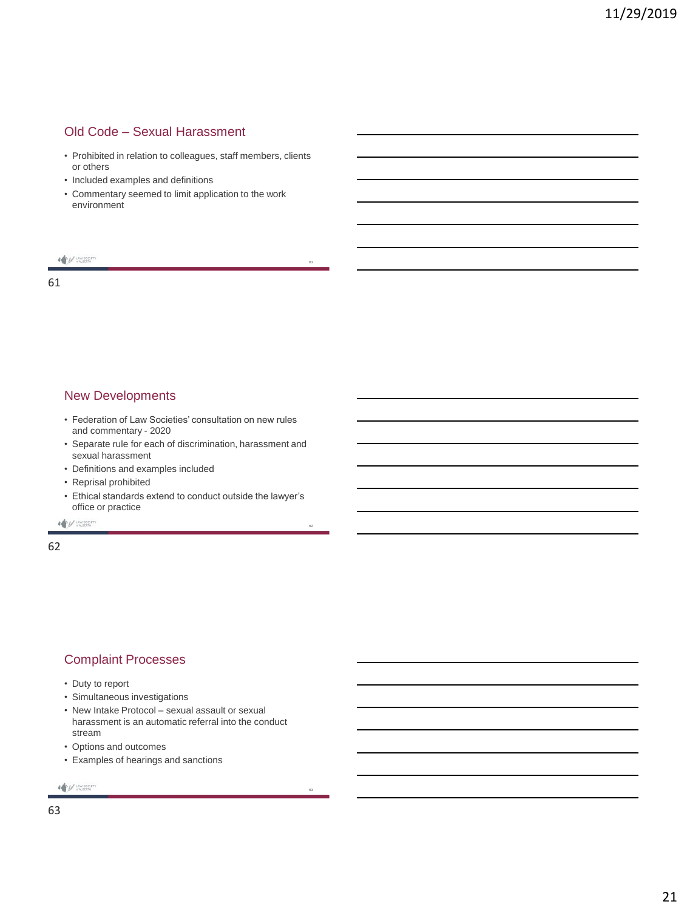## Old Code – Sexual Harassment

- Prohibited in relation to colleagues, staff members, clients or others
- Included examples and definitions
- Commentary seemed to limit application to the work environment

## New Developments

- Federation of Law Societies' consultation on new rules and commentary - 2020
- Separate rule for each of discrimination, harassment and sexual harassment
- Definitions and examples included
- Reprisal prohibited
- Ethical standards extend to conduct outside the lawyer's office or practice

## Complaint Processes

- Duty to report
- Simultaneous investigations
- New Intake Protocol – sexual assault or sexual harassment is an automatic referral into the conduct stream
- Options and outcomes
- Examples of hearings and sanctions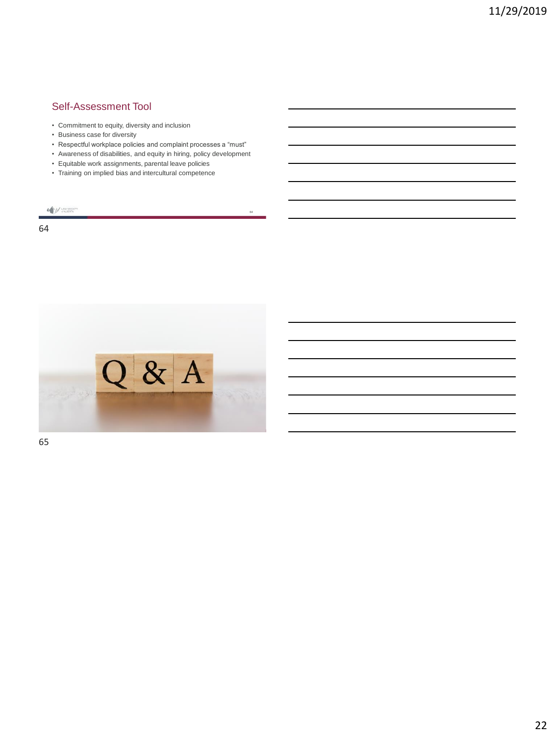## Self-Assessment Tool

- Commitment to equity, diversity and inclusion
- Business case for diversity
- Respectful workplace policies and complaint processes a "must"
- Awareness of disabilities, and equity in hiring, policy development
- Equitable work assignments, parental leave policies
- Training on implied bias and intercultural competence